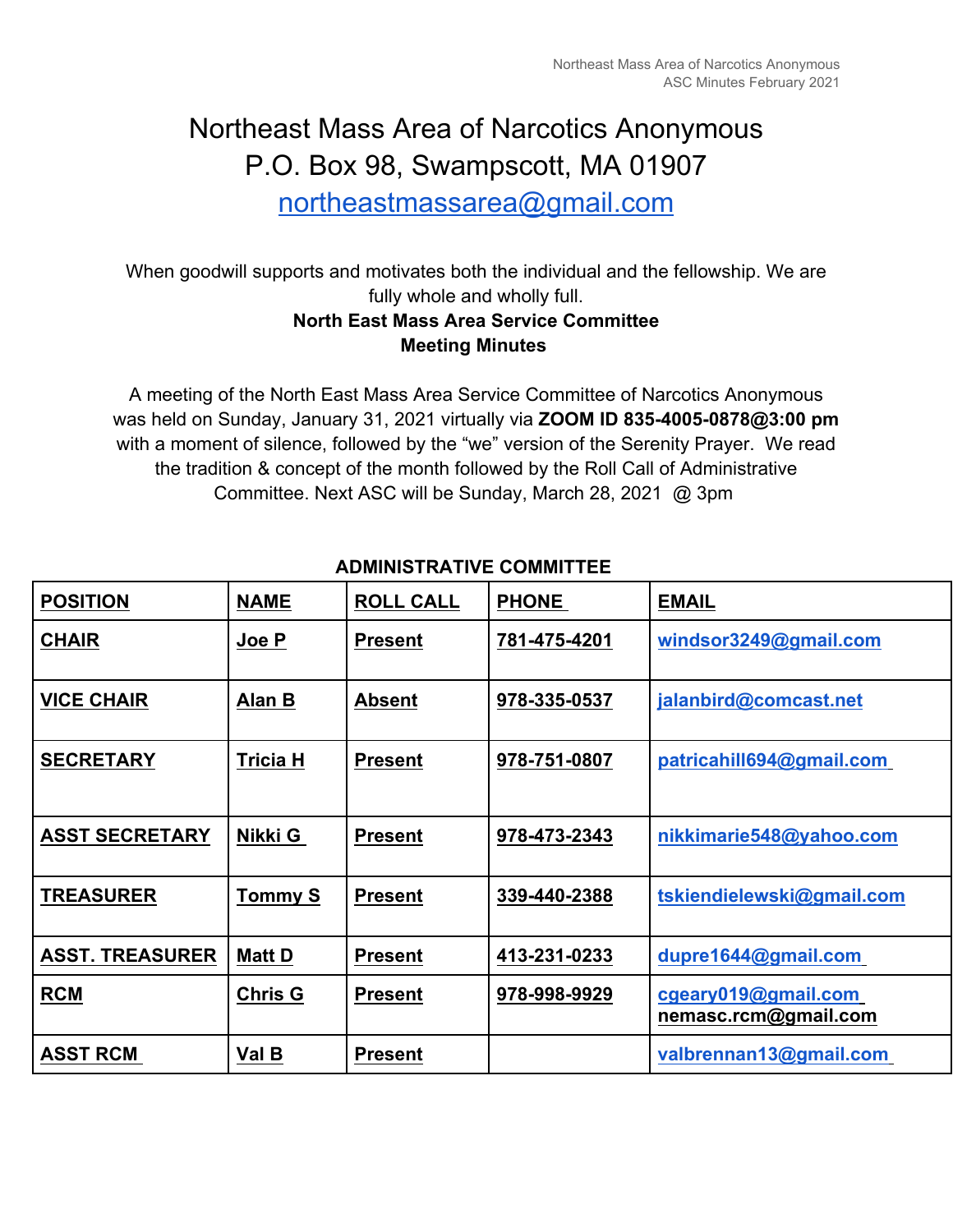# Northeast Mass Area of Narcotics Anonymous
# P.O. Box 98, Swampscott, MA 01907
# northeastmassarea@gmail.com

When goodwill supports and motivates both the individual and the fellowship. We are fully whole and wholly full.

**North East Mass Area Service Committee**
**Meeting Minutes**

A meeting of the North East Mass Area Service Committee of Narcotics Anonymous was held on Sunday, January 31, 2021 virtually via **ZOOM ID 835-4005-0878@3:00 pm** with a moment of silence, followed by the "we" version of the Serenity Prayer. We read the tradition & concept of the month followed by the Roll Call of Administrative Committee. Next ASC will be Sunday, March 28, 2021 @ 3pm

**ADMINISTRATIVE COMMITTEE**

| POSITION | NAME | ROLL CALL | PHONE | EMAIL |
|---|---|---|---|---|
| CHAIR | Joe P | Present | 781-475-4201 | windsor3249@gmail.com |
| VICE CHAIR | Alan B | Absent | 978-335-0537 | jalanbird@comcast.net |
| SECRETARY | Tricia H | Present | 978-751-0807 | patricahill694@gmail.com |
| ASST SECRETARY | Nikki G | Present | 978-473-2343 | nikkimarie548@yahoo.com |
| TREASURER | Tommy S | Present | 339-440-2388 | tskiendielewski@gmail.com |
| ASST. TREASURER | Matt D | Present | 413-231-0233 | dupre1644@gmail.com |
| RCM | Chris G | Present | 978-998-9929 | cgeary019@gmail.com nemasc.rcm@gmail.com |
| ASST RCM | Val B | Present | | valbrennan13@gmail.com |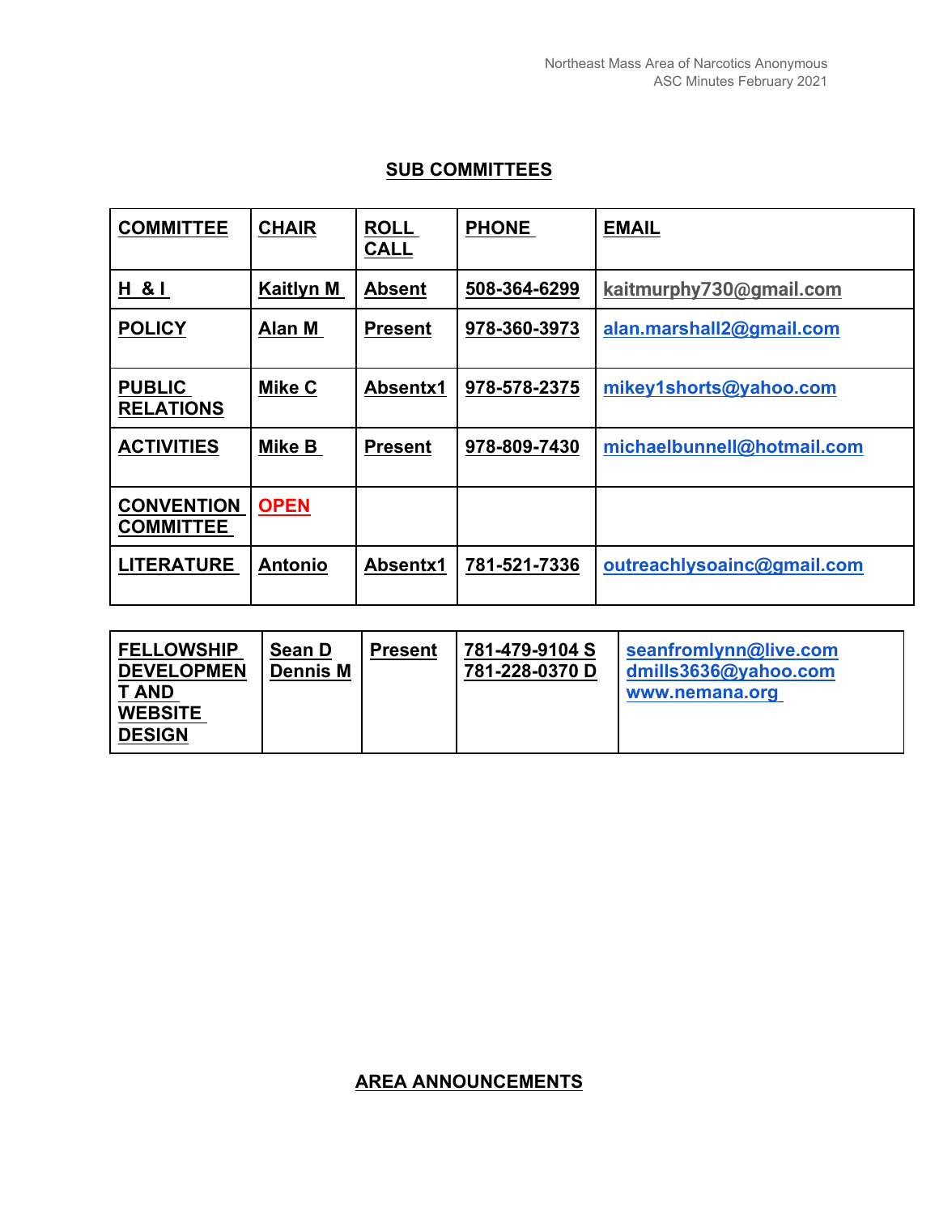## SUB COMMITTEES

| COMMITTEE | CHAIR | ROLL CALL | PHONE | EMAIL |
|---|---|---|---|---|
| H & I | Kaitlyn M | Absent | 508-364-6299 | kaitmurphy730@gmail.com |
| POLICY | Alan M | Present | 978-360-3973 | alan.marshall2@gmail.com |
| PUBLIC RELATIONS | Mike C | Absentx1 | 978-578-2375 | mikey1shorts@yahoo.com |
| ACTIVITIES | Mike B | Present | 978-809-7430 | michaelbunnell@hotmail.com |
| CONVENTION COMMITTEE | OPEN | | | |
| LITERATURE | Antonio | Absentx1 | 781-521-7336 | outreachlysoainc@gmail.com |
| FELLOWSHIP DEVELOPMENT AND WEBSITE DESIGN | Sean D<br>Dennis M | Present | 781-479-9104 S<br>781-228-0370 D | seanfromlynn@live.com<br>dmills3636@yahoo.com<br>www.nemana.org |

## AREA ANNOUNCEMENTS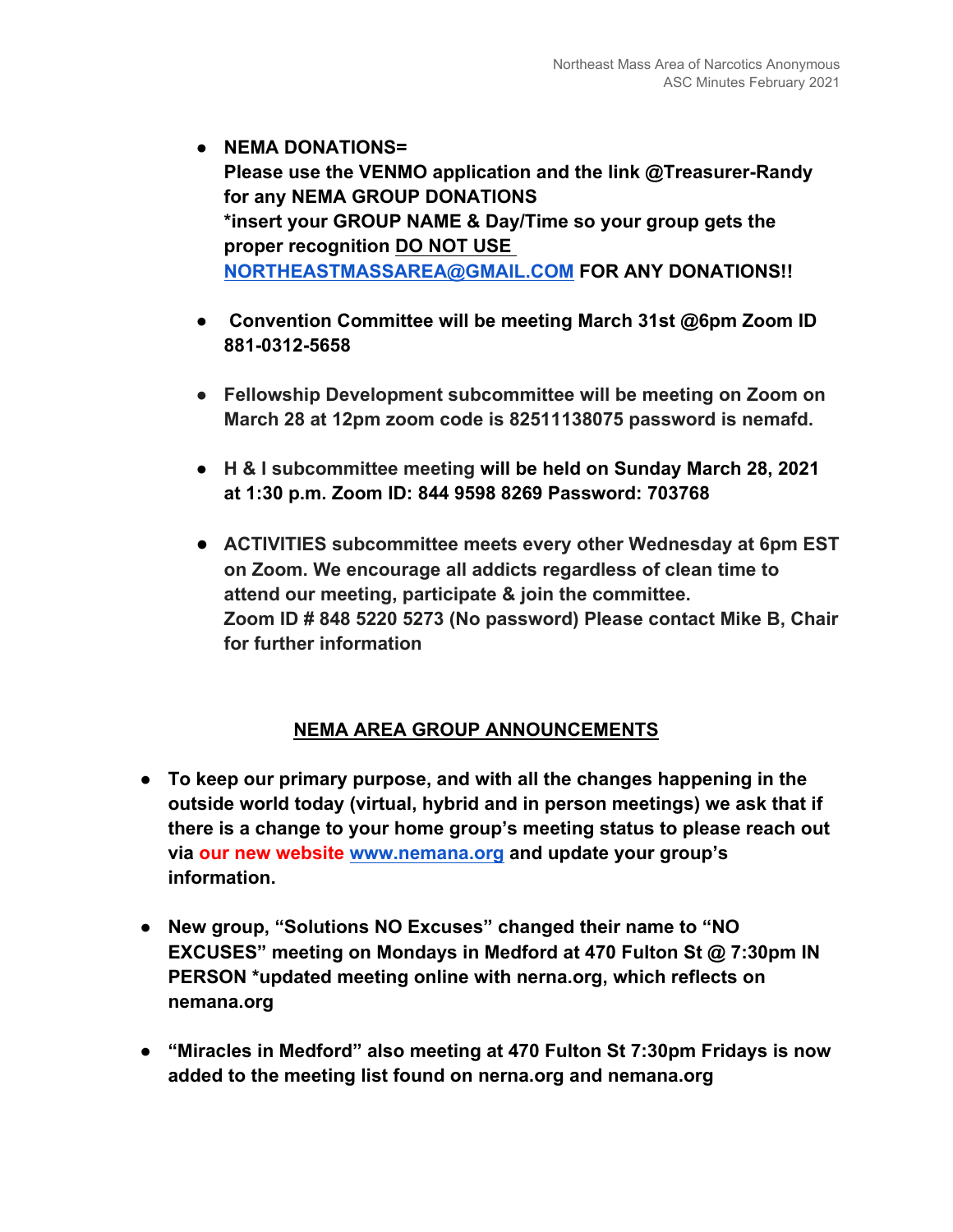- **NEMA DONATIONS= Please use the VENMO application and the link @Treasurer-Randy for any NEMA GROUP DONATIONS *insert your GROUP NAME & Day/Time so your group gets the proper recognition DO NOT USE [NORTHEASTMASSAREA@GMAIL.COM](mailto:NORTHEASTMASSAREA@GMAIL.COM) FOR ANY DONATIONS!!**

- **Convention Committee will be meeting March 31st @6pm Zoom ID 881-0312-5658**

- **Fellowship Development subcommittee will be meeting on Zoom on March 28 at 12pm zoom code is 82511138075 password is nemafd.**

- **H & I subcommittee meeting will be held on Sunday March 28, 2021 at 1:30 p.m. Zoom ID: 844 9598 8269 Password: 703768**

- **ACTIVITIES subcommittee meets every other Wednesday at 6pm EST on Zoom. We encourage all addicts regardless of clean time to attend our meeting, participate & join the committee. Zoom ID # 848 5220 5273 (No password) Please contact Mike B, Chair for further information**

## NEMA AREA GROUP ANNOUNCEMENTS

- **To keep our primary purpose, and with all the changes happening in the outside world today (virtual, hybrid and in person meetings) we ask that if there is a change to your home group's meeting status to please reach out via our new website [www.nemana.org](http://www.nemana.org) and update your group's information.**

- **New group, "Solutions NO Excuses" changed their name to "NO EXCUSES" meeting on Mondays in Medford at 470 Fulton St @ 7:30pm IN PERSON *updated meeting online with nerna.org, which reflects on nemana.org**

- **"Miracles in Medford" also meeting at 470 Fulton St 7:30pm Fridays is now added to the meeting list found on nerna.org and nemana.org**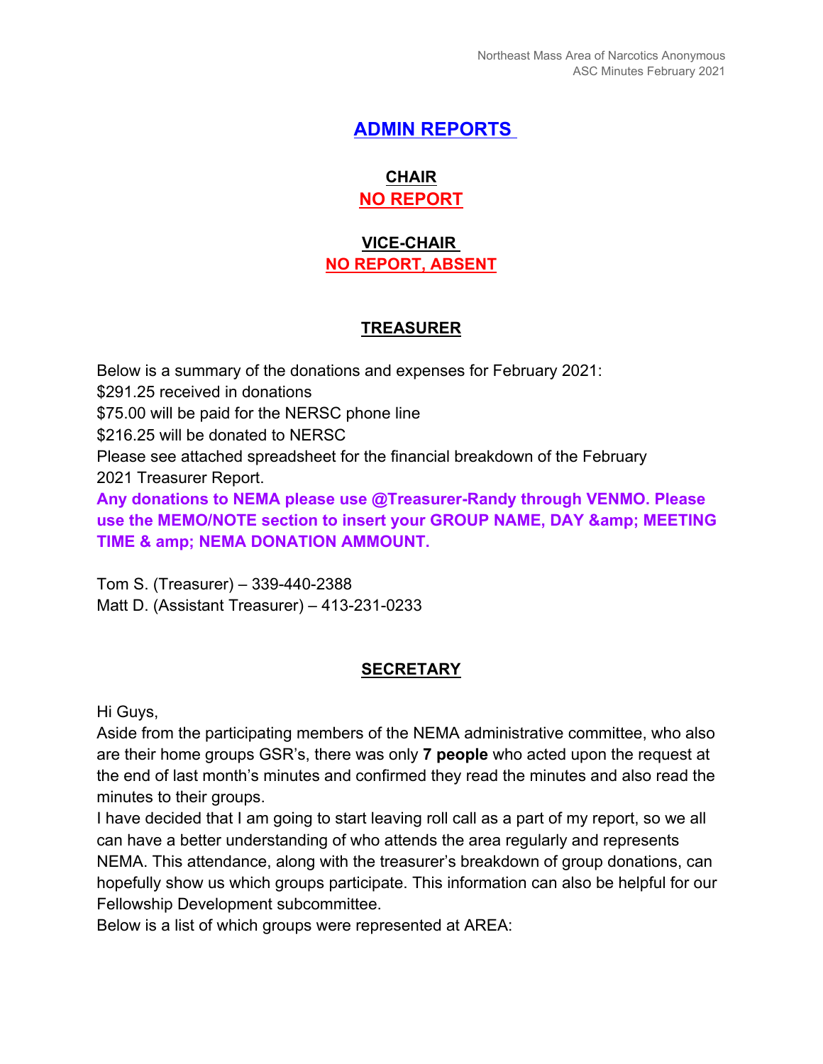# ADMIN REPORTS

## CHAIR
**NO REPORT**

## VICE-CHAIR
**NO REPORT, ABSENT**

## TREASURER

Below is a summary of the donations and expenses for February 2021:
$291.25 received in donations
$75.00 will be paid for the NERSC phone line
$216.25 will be donated to NERSC
Please see attached spreadsheet for the financial breakdown of the February 2021 Treasurer Report.
**Any donations to NEMA please use @Treasurer-Randy through VENMO. Please use the MEMO/NOTE section to insert your GROUP NAME, DAY &amp; MEETING TIME & amp; NEMA DONATION AMMOUNT.**

Tom S. (Treasurer) – 339-440-2388
Matt D. (Assistant Treasurer) – 413-231-0233

## SECRETARY

Hi Guys,
Aside from the participating members of the NEMA administrative committee, who also are their home groups GSR's, there was only **7 people** who acted upon the request at the end of last month's minutes and confirmed they read the minutes and also read the minutes to their groups.
I have decided that I am going to start leaving roll call as a part of my report, so we all can have a better understanding of who attends the area regularly and represents NEMA. This attendance, along with the treasurer's breakdown of group donations, can hopefully show us which groups participate. This information can also be helpful for our Fellowship Development subcommittee.
Below is a list of which groups were represented at AREA: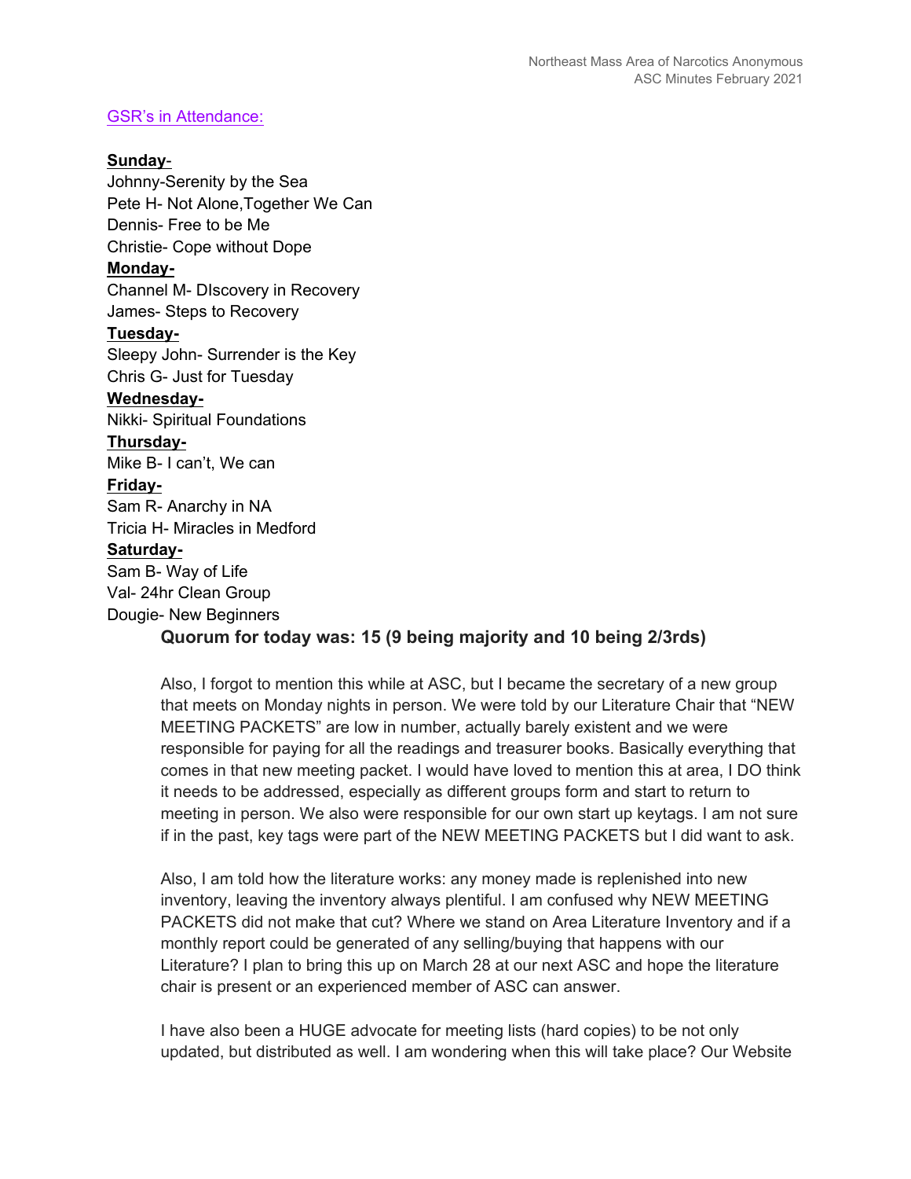GSR's in Attendance:

**Sunday**-
Johnny-Serenity by the Sea
Pete H- Not Alone,Together We Can
Dennis- Free to be Me
Christie- Cope without Dope

**Monday-**
Channel M- DIscovery in Recovery
James- Steps to Recovery

**Tuesday-**
Sleepy John- Surrender is the Key
Chris G- Just for Tuesday

**Wednesday-**
Nikki- Spiritual Foundations

**Thursday-**
Mike B- I can't, We can

**Friday-**
Sam R- Anarchy in NA
Tricia H- Miracles in Medford

**Saturday-**
Sam B- Way of Life
Val- 24hr Clean Group
Dougie- New Beginners

**Quorum for today was: 15 (9 being majority and 10 being 2/3rds)**

Also, I forgot to mention this while at ASC, but I became the secretary of a new group that meets on Monday nights in person. We were told by our Literature Chair that "NEW MEETING PACKETS" are low in number, actually barely existent and we were responsible for paying for all the readings and treasurer books. Basically everything that comes in that new meeting packet. I would have loved to mention this at area, I DO think it needs to be addressed, especially as different groups form and start to return to meeting in person. We also were responsible for our own start up keytags. I am not sure if in the past, key tags were part of the NEW MEETING PACKETS but I did want to ask.

Also, I am told how the literature works: any money made is replenished into new inventory, leaving the inventory always plentiful. I am confused why NEW MEETING PACKETS did not make that cut? Where we stand on Area Literature Inventory and if a monthly report could be generated of any selling/buying that happens with our Literature? I plan to bring this up on March 28 at our next ASC and hope the literature chair is present or an experienced member of ASC can answer.

I have also been a HUGE advocate for meeting lists (hard copies) to be not only updated, but distributed as well. I am wondering when this will take place? Our Website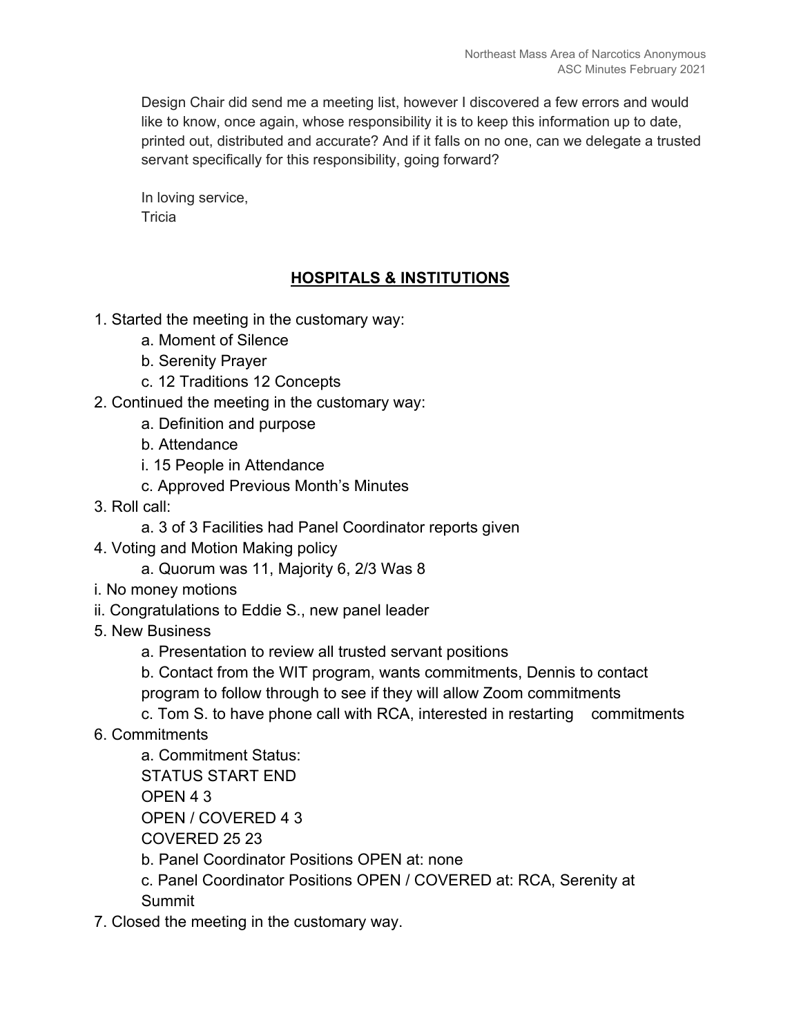Design Chair did send me a meeting list, however I discovered a few errors and would like to know, once again, whose responsibility it is to keep this information up to date, printed out, distributed and accurate? And if it falls on no one, can we delegate a trusted servant specifically for this responsibility, going forward?

In loving service,
Tricia

## HOSPITALS & INSTITUTIONS

1. Started the meeting in the customary way:
    a. Moment of Silence
    b. Serenity Prayer
    c. 12 Traditions 12 Concepts
2. Continued the meeting in the customary way:
    a. Definition and purpose
    b. Attendance
    i. 15 People in Attendance
    c. Approved Previous Month's Minutes
3. Roll call:
    a. 3 of 3 Facilities had Panel Coordinator reports given
4. Voting and Motion Making policy
    a. Quorum was 11, Majority 6, 2/3 Was 8

i. No money motions
ii. Congratulations to Eddie S., new panel leader

5. New Business
    a. Presentation to review all trusted servant positions
    b. Contact from the WIT program, wants commitments, Dennis to contact program to follow through to see if they will allow Zoom commitments
    c. Tom S. to have phone call with RCA, interested in restarting commitments
6. Commitments
    a. Commitment Status:

| STATUS | START | END |
|---|---|---|
| OPEN | 4 | 3 |
| OPEN / COVERED | 4 | 3 |
| COVERED | 25 | 23 |

    b. Panel Coordinator Positions OPEN at: none
    c. Panel Coordinator Positions OPEN / COVERED at: RCA, Serenity at Summit
7. Closed the meeting in the customary way.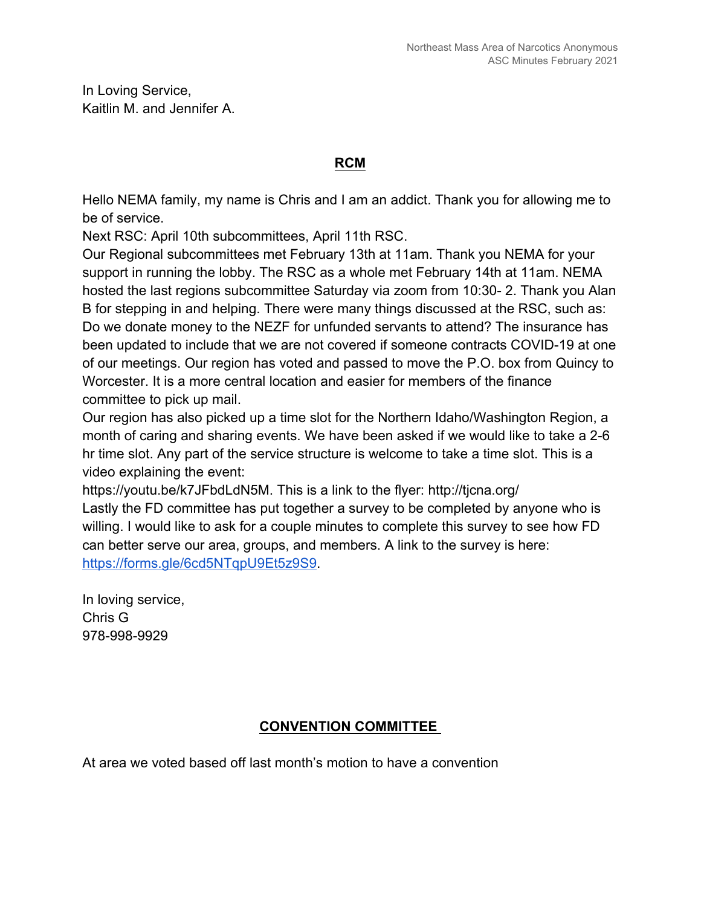In Loving Service,
Kaitlin M. and Jennifer A.

## RCM

Hello NEMA family, my name is Chris and I am an addict. Thank you for allowing me to be of service.
Next RSC: April 10th subcommittees, April 11th RSC.
Our Regional subcommittees met February 13th at 11am. Thank you NEMA for your support in running the lobby. The RSC as a whole met February 14th at 11am. NEMA hosted the last regions subcommittee Saturday via zoom from 10:30- 2. Thank you Alan B for stepping in and helping. There were many things discussed at the RSC, such as: Do we donate money to the NEZF for unfunded servants to attend? The insurance has been updated to include that we are not covered if someone contracts COVID-19 at one of our meetings. Our region has voted and passed to move the P.O. box from Quincy to Worcester. It is a more central location and easier for members of the finance committee to pick up mail.
Our region has also picked up a time slot for the Northern Idaho/Washington Region, a month of caring and sharing events. We have been asked if we would like to take a 2-6 hr time slot. Any part of the service structure is welcome to take a time slot. This is a video explaining the event:
https://youtu.be/k7JFbdLdN5M. This is a link to the flyer: http://tjcna.org/
Lastly the FD committee has put together a survey to be completed by anyone who is willing. I would like to ask for a couple minutes to complete this survey to see how FD can better serve our area, groups, and members. A link to the survey is here: https://forms.gle/6cd5NTqpU9Et5z9S9.

In loving service,
Chris G
978-998-9929

## CONVENTION COMMITTEE

At area we voted based off last month's motion to have a convention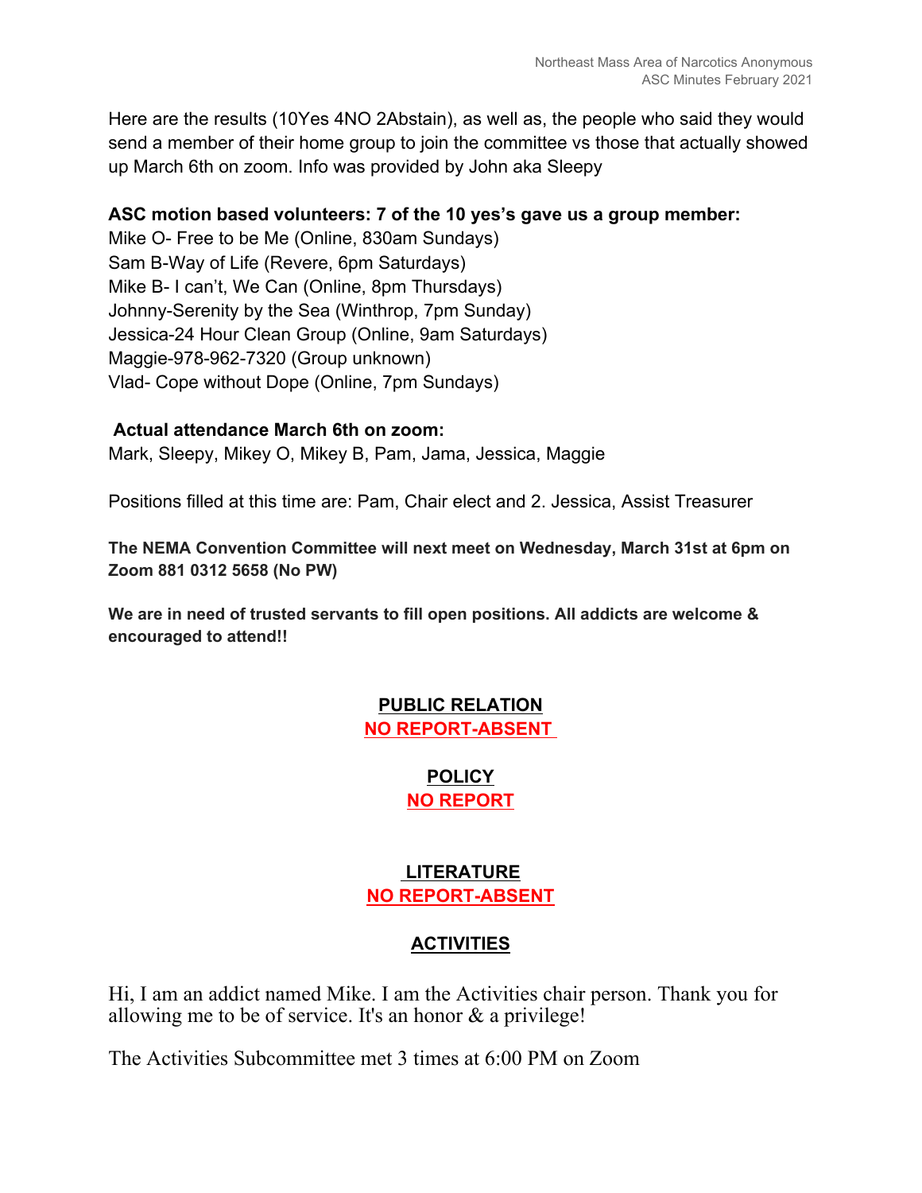Here are the results (10Yes 4NO 2Abstain), as well as, the people who said they would send a member of their home group to join the committee vs those that actually showed up March 6th on zoom. Info was provided by John aka Sleepy

**ASC motion based volunteers: 7 of the 10 yes's gave us a group member:**

Mike O- Free to be Me (Online, 830am Sundays)
Sam B-Way of Life (Revere, 6pm Saturdays)
Mike B- I can't, We Can (Online, 8pm Thursdays)
Johnny-Serenity by the Sea (Winthrop, 7pm Sunday)
Jessica-24 Hour Clean Group (Online, 9am Saturdays)
Maggie-978-962-7320 (Group unknown)
Vlad- Cope without Dope (Online, 7pm Sundays)

**Actual attendance March 6th on zoom:**

Mark, Sleepy, Mikey O, Mikey B, Pam, Jama, Jessica, Maggie

Positions filled at this time are: Pam, Chair elect and 2. Jessica, Assist Treasurer

**The NEMA Convention Committee will next meet on Wednesday, March 31st at 6pm on Zoom 881 0312 5658 (No PW)**

**We are in need of trusted servants to fill open positions. All addicts are welcome & encouraged to attend!!**

## PUBLIC RELATION

**NO REPORT-ABSENT**

## POLICY

**NO REPORT**

## LITERATURE

**NO REPORT-ABSENT**

## ACTIVITIES

Hi, I am an addict named Mike. I am the Activities chair person. Thank you for allowing me to be of service. It's an honor & a privilege!

The Activities Subcommittee met 3 times at 6:00 PM on Zoom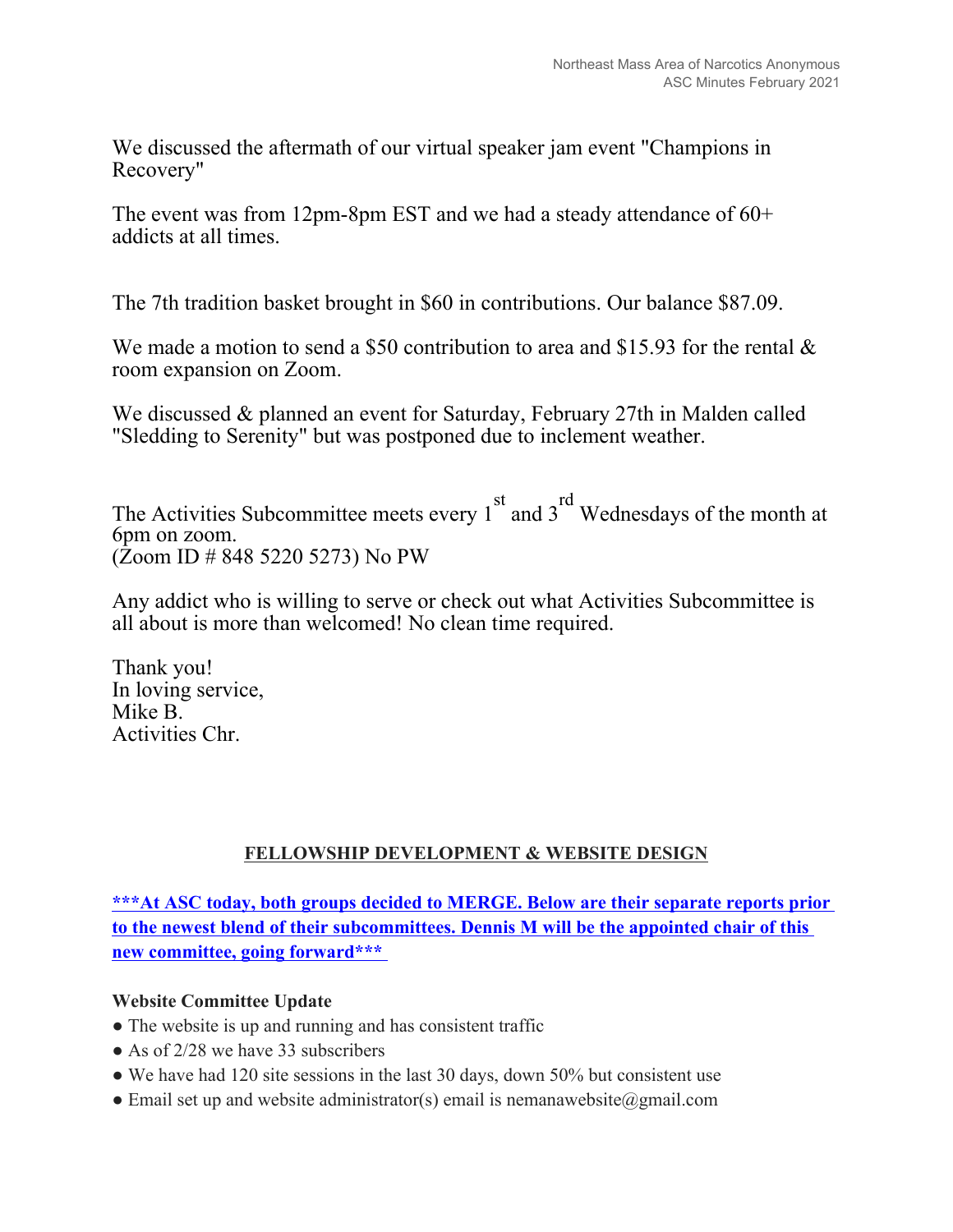We discussed the aftermath of our virtual speaker jam event "Champions in Recovery"

The event was from 12pm-8pm EST and we had a steady attendance of 60+ addicts at all times.

The 7th tradition basket brought in $60 in contributions. Our balance $87.09.

We made a motion to send a $50 contribution to area and $15.93 for the rental & room expansion on Zoom.

We discussed & planned an event for Saturday, February 27th in Malden called "Sledding to Serenity" but was postponed due to inclement weather.

The Activities Subcommittee meets every 1st and 3rd Wednesdays of the month at 6pm on zoom.
(Zoom ID # 848 5220 5273) No PW

Any addict who is willing to serve or check out what Activities Subcommittee is all about is more than welcomed! No clean time required.

Thank you!
In loving service,
Mike B.
Activities Chr.

## FELLOWSHIP DEVELOPMENT & WEBSITE DESIGN

**\*\*\*At ASC today, both groups decided to MERGE. Below are their separate reports prior to the newest blend of their subcommittees. Dennis M will be the appointed chair of this new committee, going forward\*\*\***

**Website Committee Update**

- The website is up and running and has consistent traffic
- As of 2/28 we have 33 subscribers
- We have had 120 site sessions in the last 30 days, down 50% but consistent use
- Email set up and website administrator(s) email is nemanawebsite@gmail.com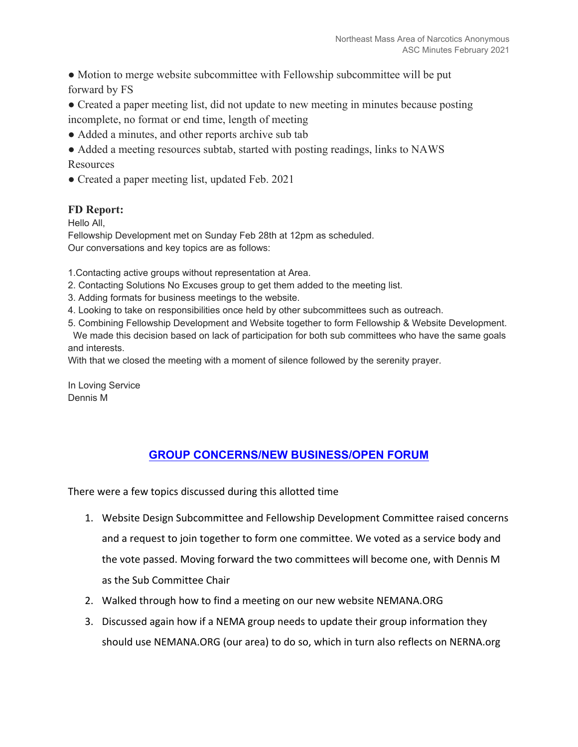- Motion to merge website subcommittee with Fellowship subcommittee will be put forward by FS
- Created a paper meeting list, did not update to new meeting in minutes because posting incomplete, no format or end time, length of meeting
- Added a minutes, and other reports archive sub tab
- Added a meeting resources subtab, started with posting readings, links to NAWS Resources
- Created a paper meeting list, updated Feb. 2021

**FD Report:**

Hello All,
Fellowship Development met on Sunday Feb 28th at 12pm as scheduled.
Our conversations and key topics are as follows:

1.Contacting active groups without representation at Area.
2. Contacting Solutions No Excuses group to get them added to the meeting list.
3. Adding formats for business meetings to the website.
4. Looking to take on responsibilities once held by other subcommittees such as outreach.
5. Combining Fellowship Development and Website together to form Fellowship & Website Development.
We made this decision based on lack of participation for both sub committees who have the same goals and interests.

With that we closed the meeting with a moment of silence followed by the serenity prayer.

In Loving Service
Dennis M

## GROUP CONCERNS/NEW BUSINESS/OPEN FORUM

There were a few topics discussed during this allotted time

1. Website Design Subcommittee and Fellowship Development Committee raised concerns and a request to join together to form one committee. We voted as a service body and the vote passed. Moving forward the two committees will become one, with Dennis M as the Sub Committee Chair
2. Walked through how to find a meeting on our new website NEMANA.ORG
3. Discussed again how if a NEMA group needs to update their group information they should use NEMANA.ORG (our area) to do so, which in turn also reflects on NERNA.org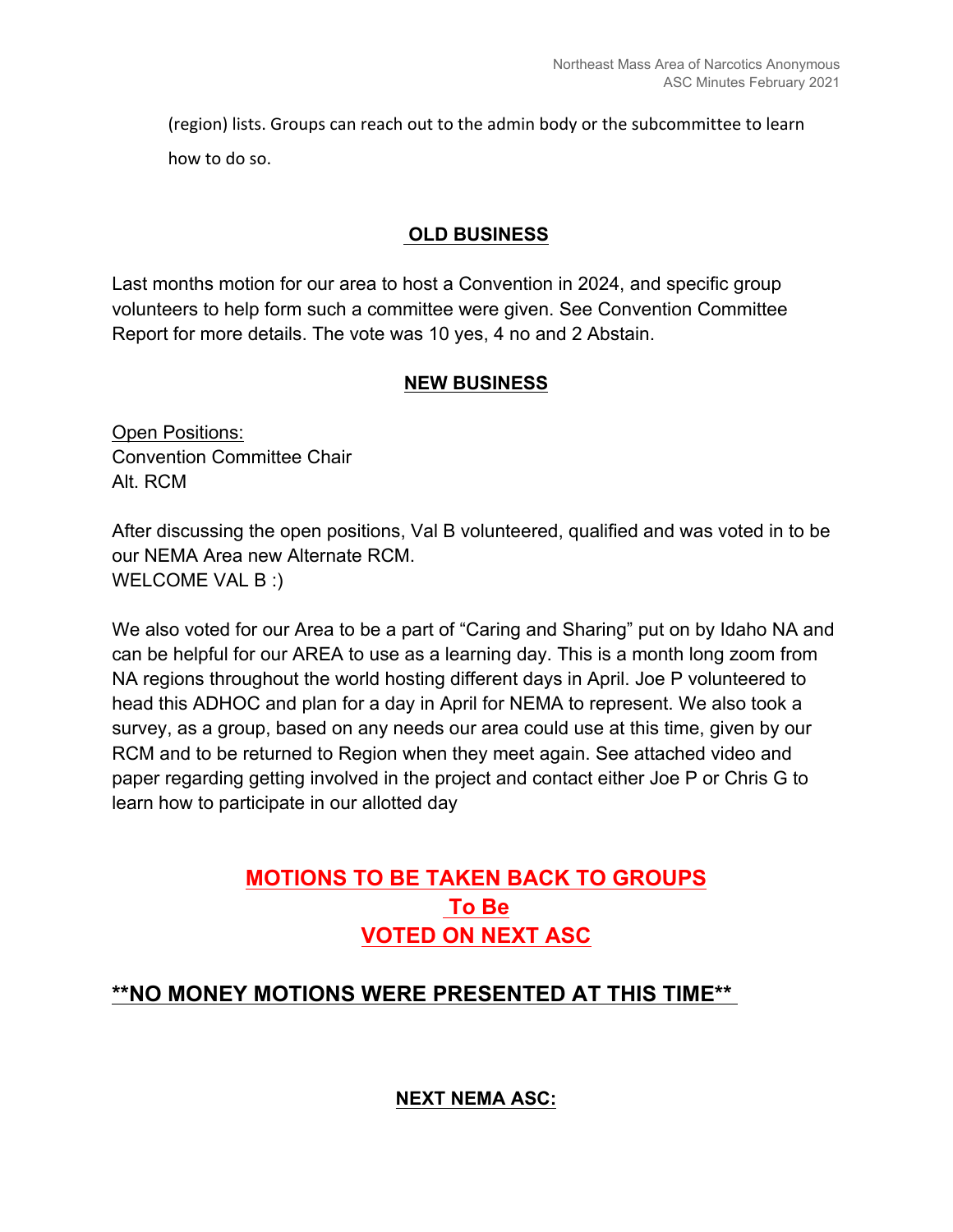(region) lists. Groups can reach out to the admin body or the subcommittee to learn how to do so.

## OLD BUSINESS

Last months motion for our area to host a Convention in 2024, and specific group volunteers to help form such a committee were given. See Convention Committee Report for more details. The vote was 10 yes, 4 no and 2 Abstain.

## NEW BUSINESS

Open Positions:
Convention Committee Chair
Alt. RCM

After discussing the open positions, Val B volunteered, qualified and was voted in to be our NEMA Area new Alternate RCM.
WELCOME VAL B :)

We also voted for our Area to be a part of "Caring and Sharing" put on by Idaho NA and can be helpful for our AREA to use as a learning day. This is a month long zoom from NA regions throughout the world hosting different days in April. Joe P volunteered to head this ADHOC and plan for a day in April for NEMA to represent. We also took a survey, as a group, based on any needs our area could use at this time, given by our RCM and to be returned to Region when they meet again. See attached video and paper regarding getting involved in the project and contact either Joe P or Chris G to learn how to participate in our allotted day

## MOTIONS TO BE TAKEN BACK TO GROUPS To Be VOTED ON NEXT ASC

## **NO MONEY MOTIONS WERE PRESENTED AT THIS TIME**

### NEXT NEMA ASC: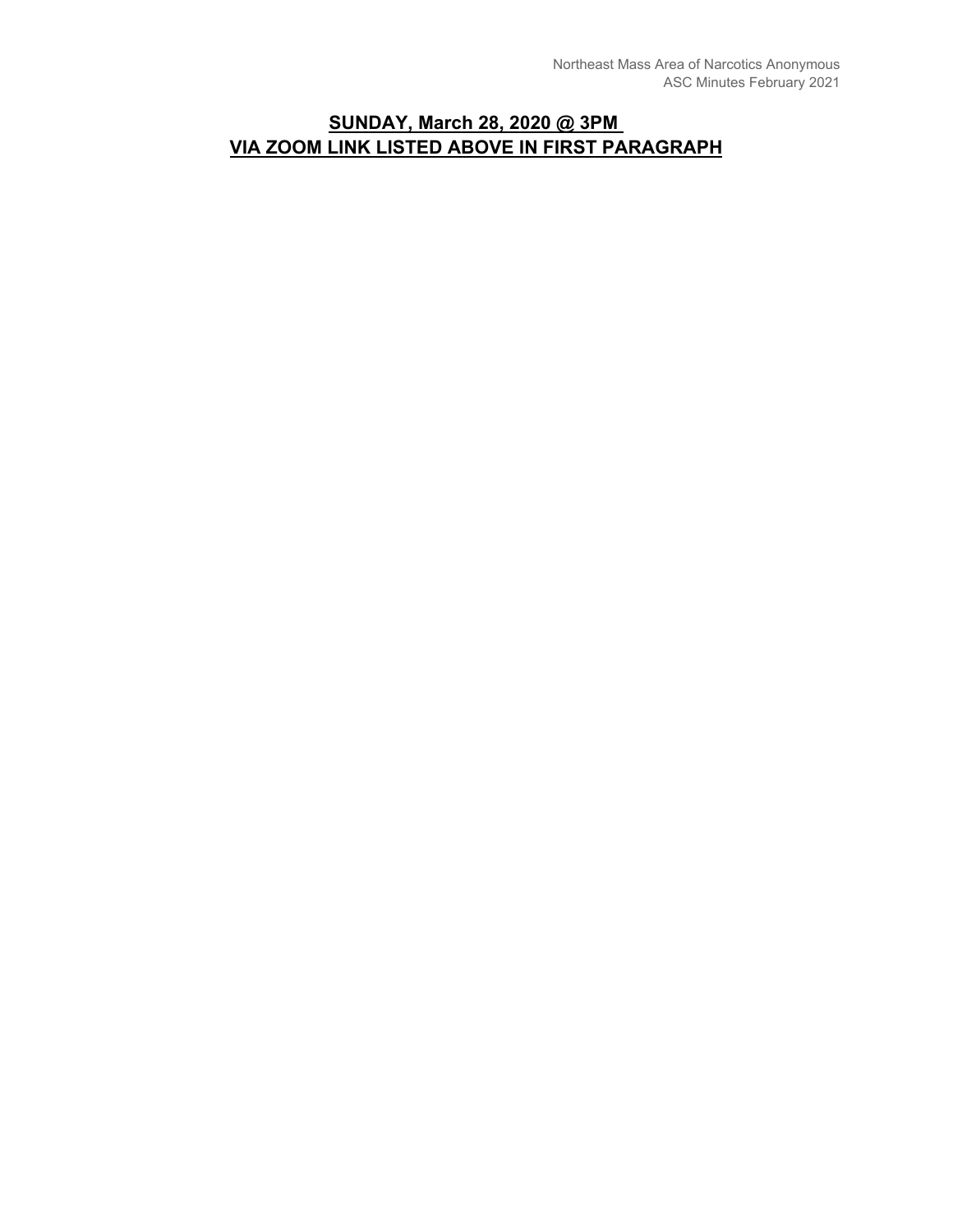**<u>SUNDAY, March 28, 2020 @ 3PM</u>**
**<u>VIA ZOOM LINK LISTED ABOVE IN FIRST PARAGRAPH</u>**